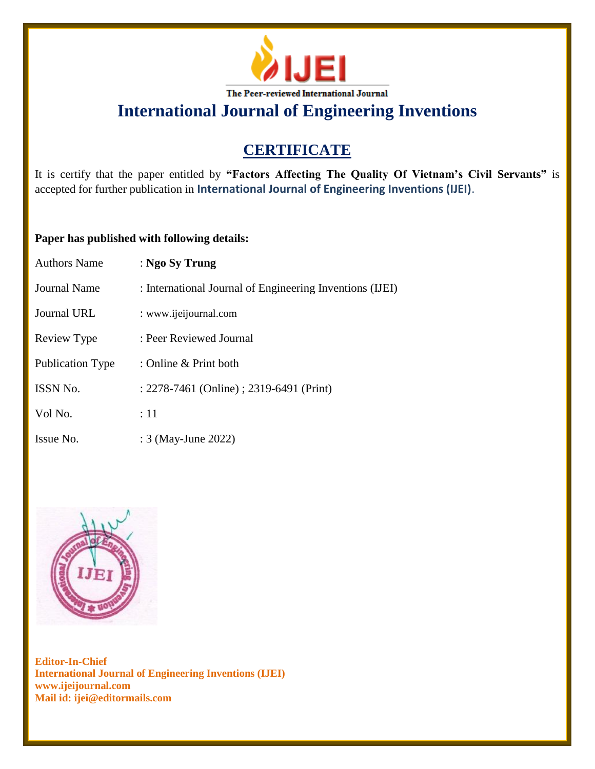IJEI

The Peer-reviewed International Journal

# International Journal of Engineering Inventions

## CERTIFICATE

It is certify that the paper entitled by **"Factors Affecting The Quality Of Vietnam's Civil Servants"** is accepted for further publication in **International Journal of Engineering Inventions (IJEI)**.

**Paper has published with following details:**

| | |
|---|---|
| Authors Name | : **Ngo Sy Trung** |
| Journal Name | : International Journal of Engineering Inventions (IJEI) |
| Journal URL | : www.ijeijournal.com |
| Review Type | : Peer Reviewed Journal |
| Publication Type | : Online & Print both |
| ISSN No. | : 2278-7461 (Online) ; 2319-6491 (Print) |
| Vol No. | : 11 |
| Issue No. | : 3 (May-June 2022) |

**Editor-In-Chief**
**International Journal of Engineering Inventions (IJEI)**
**www.ijeijournal.com**
**Mail id: ijei@editormails.com**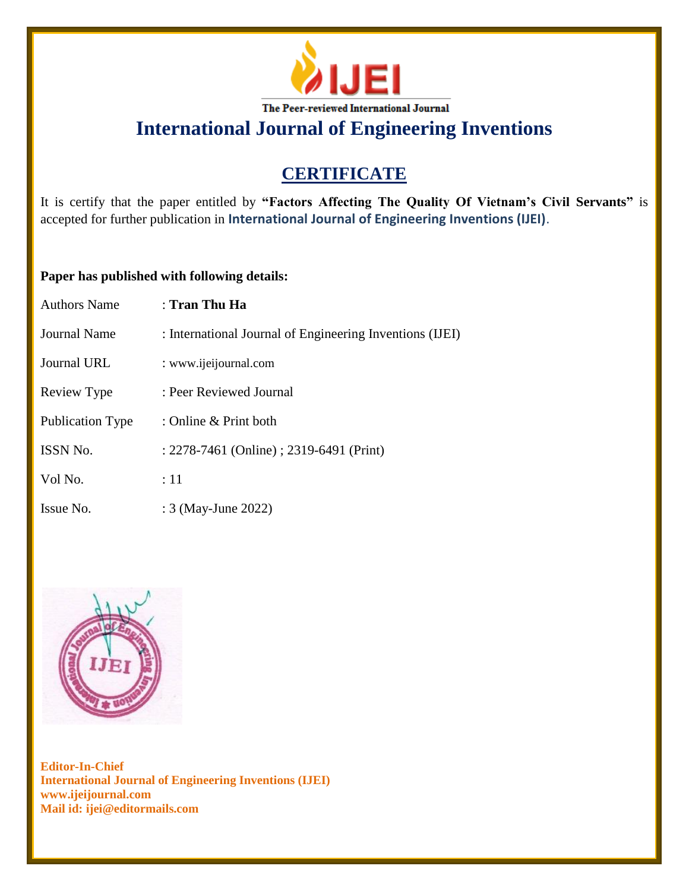The Peer-reviewed International Journal

# International Journal of Engineering Inventions

## CERTIFICATE

It is certify that the paper entitled by **"Factors Affecting The Quality Of Vietnam's Civil Servants"** is accepted for further publication in **International Journal of Engineering Inventions (IJEI)**.

**Paper has published with following details:**

| | |
|---|---|
| Authors Name | : **Tran Thu Ha** |
| Journal Name | : International Journal of Engineering Inventions (IJEI) |
| Journal URL | : www.ijeijournal.com |
| Review Type | : Peer Reviewed Journal |
| Publication Type | : Online & Print both |
| ISSN No. | : 2278-7461 (Online) ; 2319-6491 (Print) |
| Vol No. | : 11 |
| Issue No. | : 3 (May-June 2022) |

**Editor-In-Chief**
**International Journal of Engineering Inventions (IJEI)**
**www.ijeijournal.com**
**Mail id: ijei@editormails.com**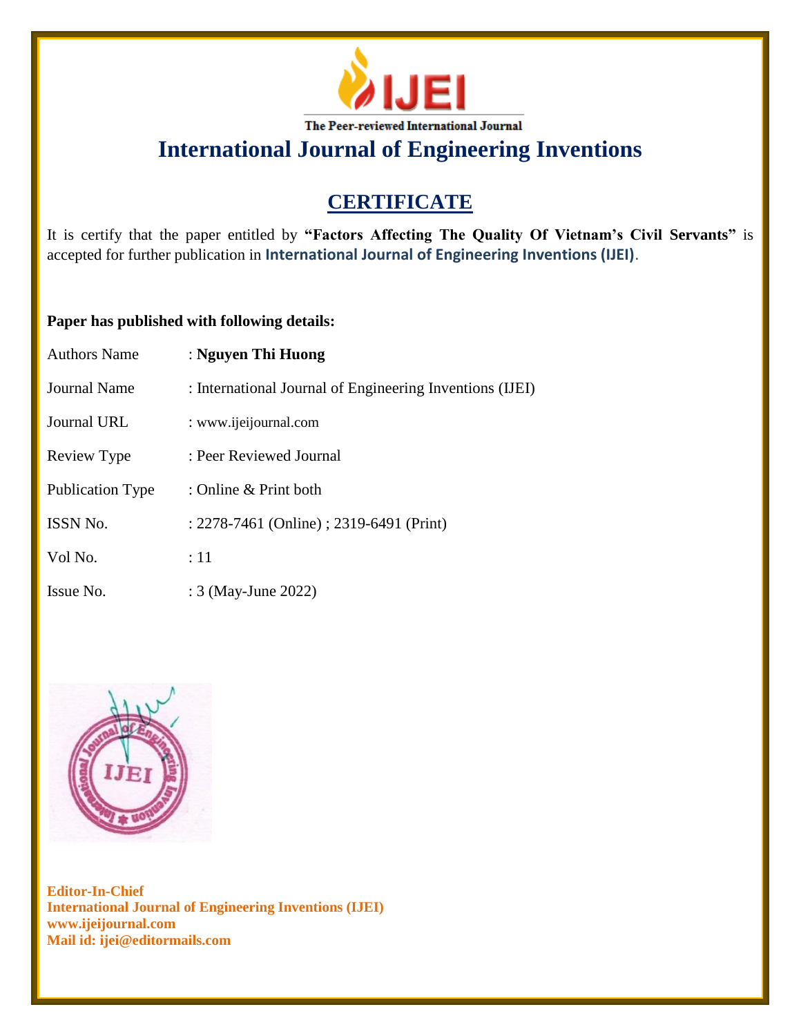IJEI

The Peer-reviewed International Journal

# International Journal of Engineering Inventions

## CERTIFICATE

It is certify that the paper entitled by **"Factors Affecting The Quality Of Vietnam's Civil Servants"** is accepted for further publication in **International Journal of Engineering Inventions (IJEI)**.

**Paper has published with following details:**

| | |
|---|---|
| Authors Name | : **Nguyen Thi Huong** |
| Journal Name | : International Journal of Engineering Inventions (IJEI) |
| Journal URL | : www.ijeijournal.com |
| Review Type | : Peer Reviewed Journal |
| Publication Type | : Online & Print both |
| ISSN No. | : 2278-7461 (Online) ; 2319-6491 (Print) |
| Vol No. | : 11 |
| Issue No. | : 3 (May-June 2022) |

**Editor-In-Chief**
**International Journal of Engineering Inventions (IJEI)**
**www.ijeijournal.com**
**Mail id: ijei@editormails.com**